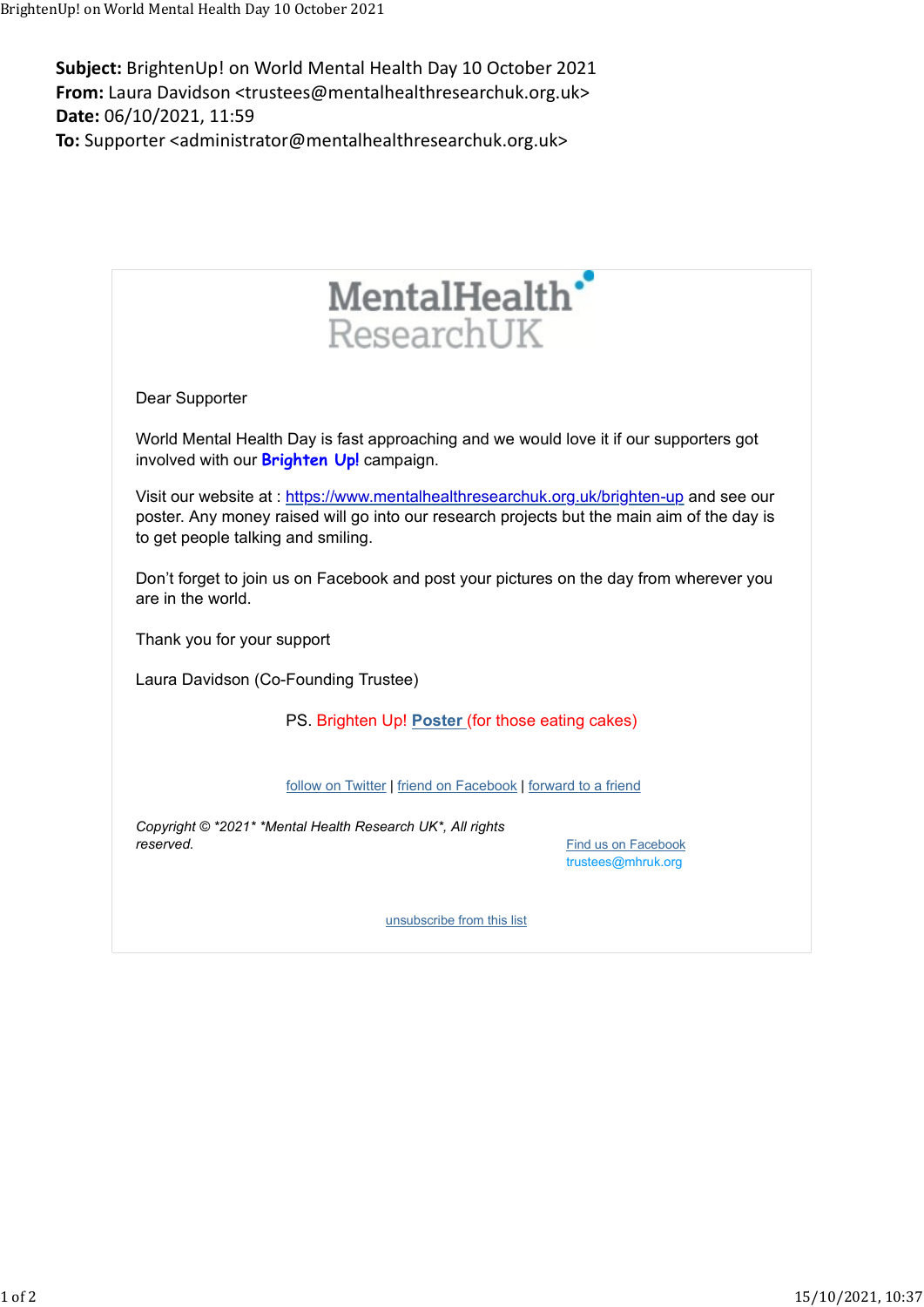**Subject:** BrightenUp! on World Mental Health Day 10 October 2021
**From:** Laura Davidson <trustees@mentalhealthresearchuk.org.uk>
**Date:** 06/10/2021, 11:59
**To:** Supporter <administrator@mentalhealthresearchuk.org.uk>

MentalHealth ResearchUK

Dear Supporter

World Mental Health Day is fast approaching and we would love it if our supporters got involved with our **Brighten Up!** campaign.

Visit our website at : https://www.mentalhealthresearchuk.org.uk/brighten-up and see our poster. Any money raised will go into our research projects but the main aim of the day is to get people talking and smiling.

Don't forget to join us on Facebook and post your pictures on the day from wherever you are in the world.

Thank you for your support

Laura Davidson (Co-Founding Trustee)

PS. Brighten Up! **Poster** (for those eating cakes)

follow on Twitter | friend on Facebook | forward to a friend

*Copyright © *2021* *Mental Health Research UK*, All rights reserved.*

Find us on Facebook
trustees@mhruk.org

unsubscribe from this list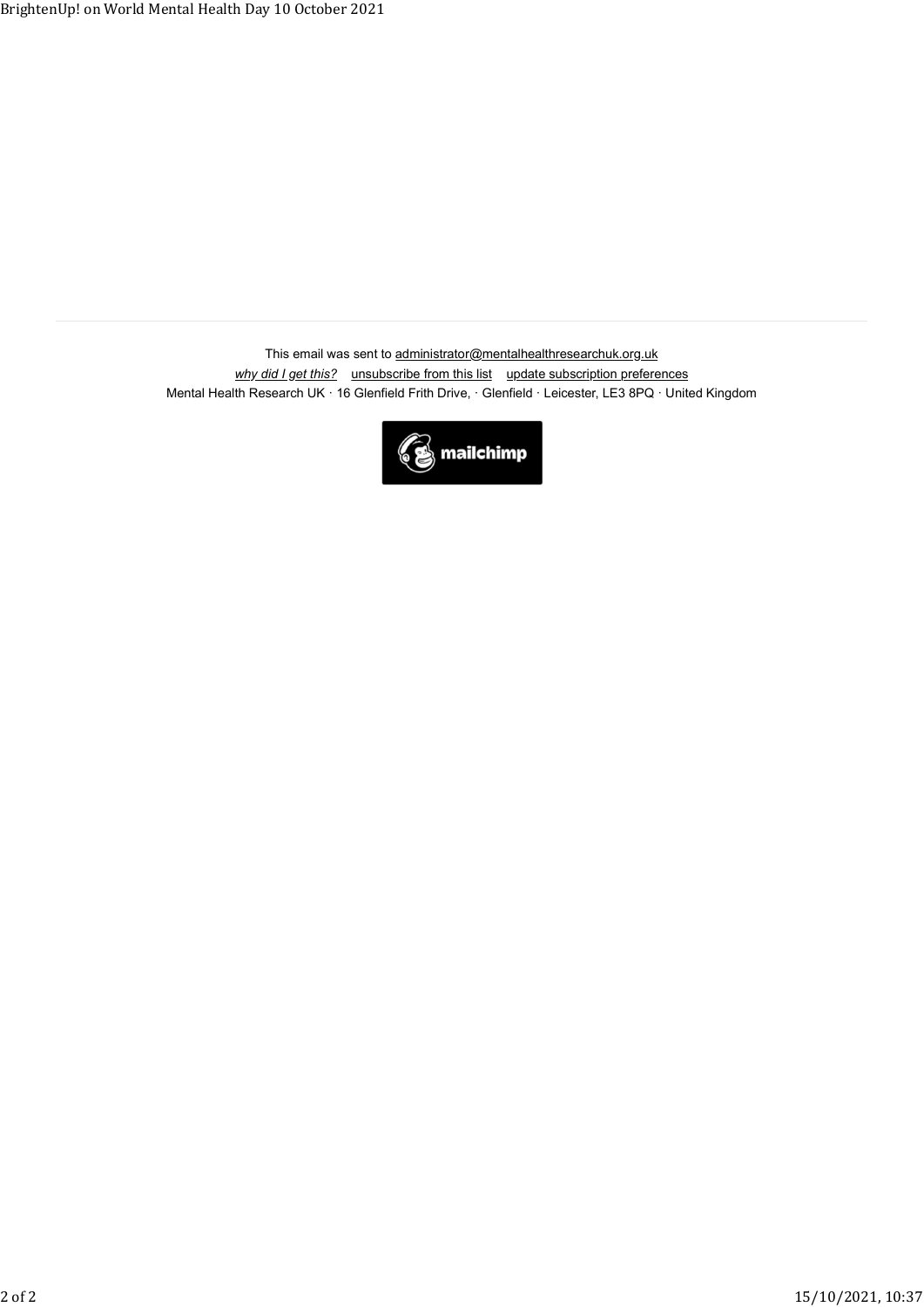This email was sent to administrator@mentalhealthresearchuk.org.uk

*why did I get this?*    unsubscribe from this list    update subscription preferences

Mental Health Research UK · 16 Glenfield Frith Drive, · Glenfield · Leicester, LE3 8PQ · United Kingdom